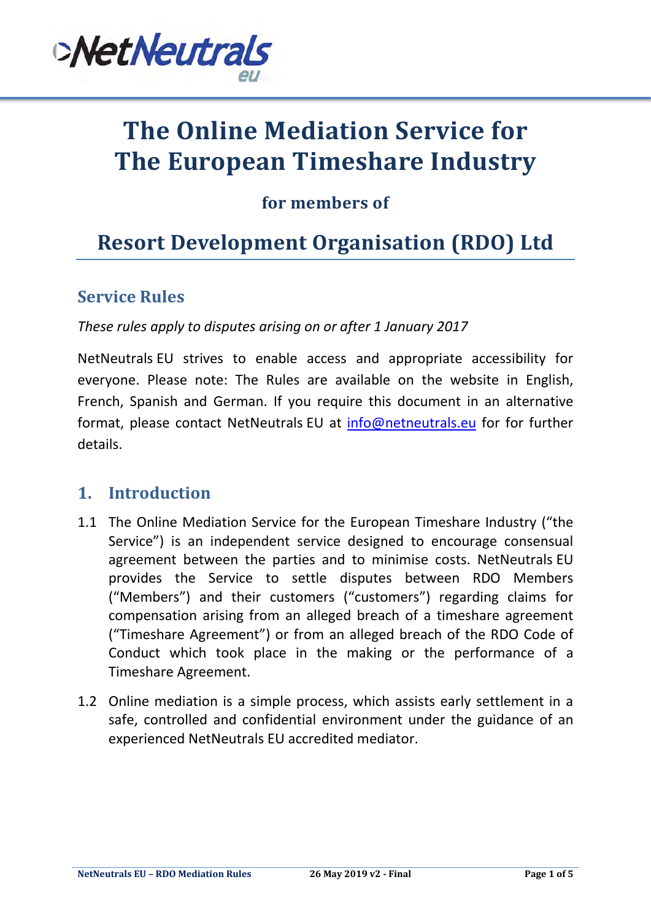NetNeutrals eu

# The Online Mediation Service for The European Timeshare Industry

### for members of

## Resort Development Organisation (RDO) Ltd

## Service Rules

*These rules apply to disputes arising on or after 1 January 2017*

NetNeutrals EU strives to enable access and appropriate accessibility for everyone. Please note: The Rules are available on the website in English, French, Spanish and German. If you require this document in an alternative format, please contact NetNeutrals EU at info@netneutrals.eu for for further details.

## 1. Introduction

1.1 The Online Mediation Service for the European Timeshare Industry ("the Service") is an independent service designed to encourage consensual agreement between the parties and to minimise costs. NetNeutrals EU provides the Service to settle disputes between RDO Members ("Members") and their customers ("customers") regarding claims for compensation arising from an alleged breach of a timeshare agreement ("Timeshare Agreement") or from an alleged breach of the RDO Code of Conduct which took place in the making or the performance of a Timeshare Agreement.

1.2 Online mediation is a simple process, which assists early settlement in a safe, controlled and confidential environment under the guidance of an experienced NetNeutrals EU accredited mediator.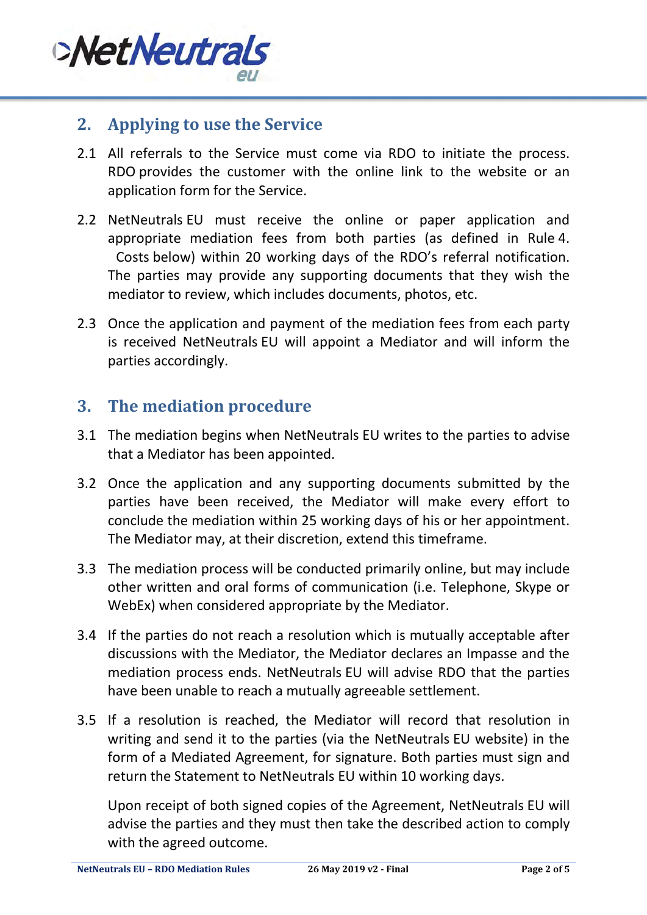## 2. Applying to use the Service

2.1 All referrals to the Service must come via RDO to initiate the process. RDO provides the customer with the online link to the website or an application form for the Service.

2.2 NetNeutrals EU must receive the online or paper application and appropriate mediation fees from both parties (as defined in Rule 4. Costs below) within 20 working days of the RDO's referral notification. The parties may provide any supporting documents that they wish the mediator to review, which includes documents, photos, etc.

2.3 Once the application and payment of the mediation fees from each party is received NetNeutrals EU will appoint a Mediator and will inform the parties accordingly.

## 3. The mediation procedure

3.1 The mediation begins when NetNeutrals EU writes to the parties to advise that a Mediator has been appointed.

3.2 Once the application and any supporting documents submitted by the parties have been received, the Mediator will make every effort to conclude the mediation within 25 working days of his or her appointment. The Mediator may, at their discretion, extend this timeframe.

3.3 The mediation process will be conducted primarily online, but may include other written and oral forms of communication (i.e. Telephone, Skype or WebEx) when considered appropriate by the Mediator.

3.4 If the parties do not reach a resolution which is mutually acceptable after discussions with the Mediator, the Mediator declares an Impasse and the mediation process ends. NetNeutrals EU will advise RDO that the parties have been unable to reach a mutually agreeable settlement.

3.5 If a resolution is reached, the Mediator will record that resolution in writing and send it to the parties (via the NetNeutrals EU website) in the form of a Mediated Agreement, for signature. Both parties must sign and return the Statement to NetNeutrals EU within 10 working days.

Upon receipt of both signed copies of the Agreement, NetNeutrals EU will advise the parties and they must then take the described action to comply with the agreed outcome.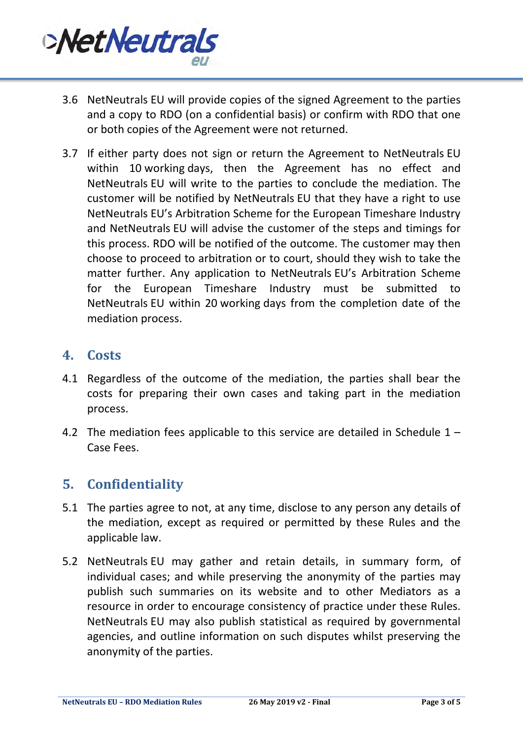3.6 NetNeutrals EU will provide copies of the signed Agreement to the parties and a copy to RDO (on a confidential basis) or confirm with RDO that one or both copies of the Agreement were not returned.

3.7 If either party does not sign or return the Agreement to NetNeutrals EU within 10 working days, then the Agreement has no effect and NetNeutrals EU will write to the parties to conclude the mediation. The customer will be notified by NetNeutrals EU that they have a right to use NetNeutrals EU's Arbitration Scheme for the European Timeshare Industry and NetNeutrals EU will advise the customer of the steps and timings for this process. RDO will be notified of the outcome. The customer may then choose to proceed to arbitration or to court, should they wish to take the matter further. Any application to NetNeutrals EU's Arbitration Scheme for the European Timeshare Industry must be submitted to NetNeutrals EU within 20 working days from the completion date of the mediation process.

## 4. Costs

4.1 Regardless of the outcome of the mediation, the parties shall bear the costs for preparing their own cases and taking part in the mediation process.

4.2 The mediation fees applicable to this service are detailed in Schedule 1 – Case Fees.

## 5. Confidentiality

5.1 The parties agree to not, at any time, disclose to any person any details of the mediation, except as required or permitted by these Rules and the applicable law.

5.2 NetNeutrals EU may gather and retain details, in summary form, of individual cases; and while preserving the anonymity of the parties may publish such summaries on its website and to other Mediators as a resource in order to encourage consistency of practice under these Rules. NetNeutrals EU may also publish statistical as required by governmental agencies, and outline information on such disputes whilst preserving the anonymity of the parties.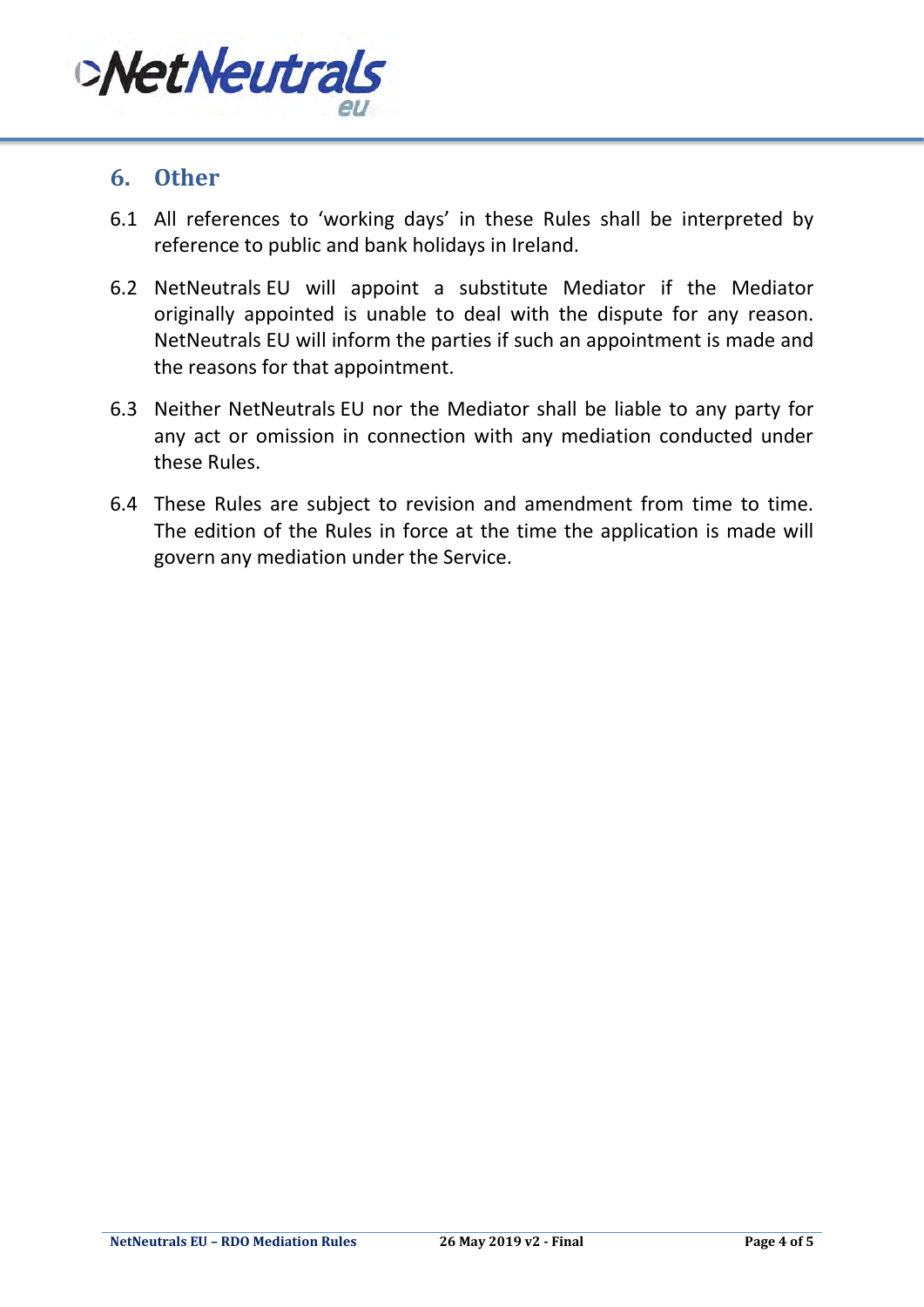## 6. Other

6.1 All references to 'working days' in these Rules shall be interpreted by reference to public and bank holidays in Ireland.

6.2 NetNeutrals EU will appoint a substitute Mediator if the Mediator originally appointed is unable to deal with the dispute for any reason. NetNeutrals EU will inform the parties if such an appointment is made and the reasons for that appointment.

6.3 Neither NetNeutrals EU nor the Mediator shall be liable to any party for any act or omission in connection with any mediation conducted under these Rules.

6.4 These Rules are subject to revision and amendment from time to time. The edition of the Rules in force at the time the application is made will govern any mediation under the Service.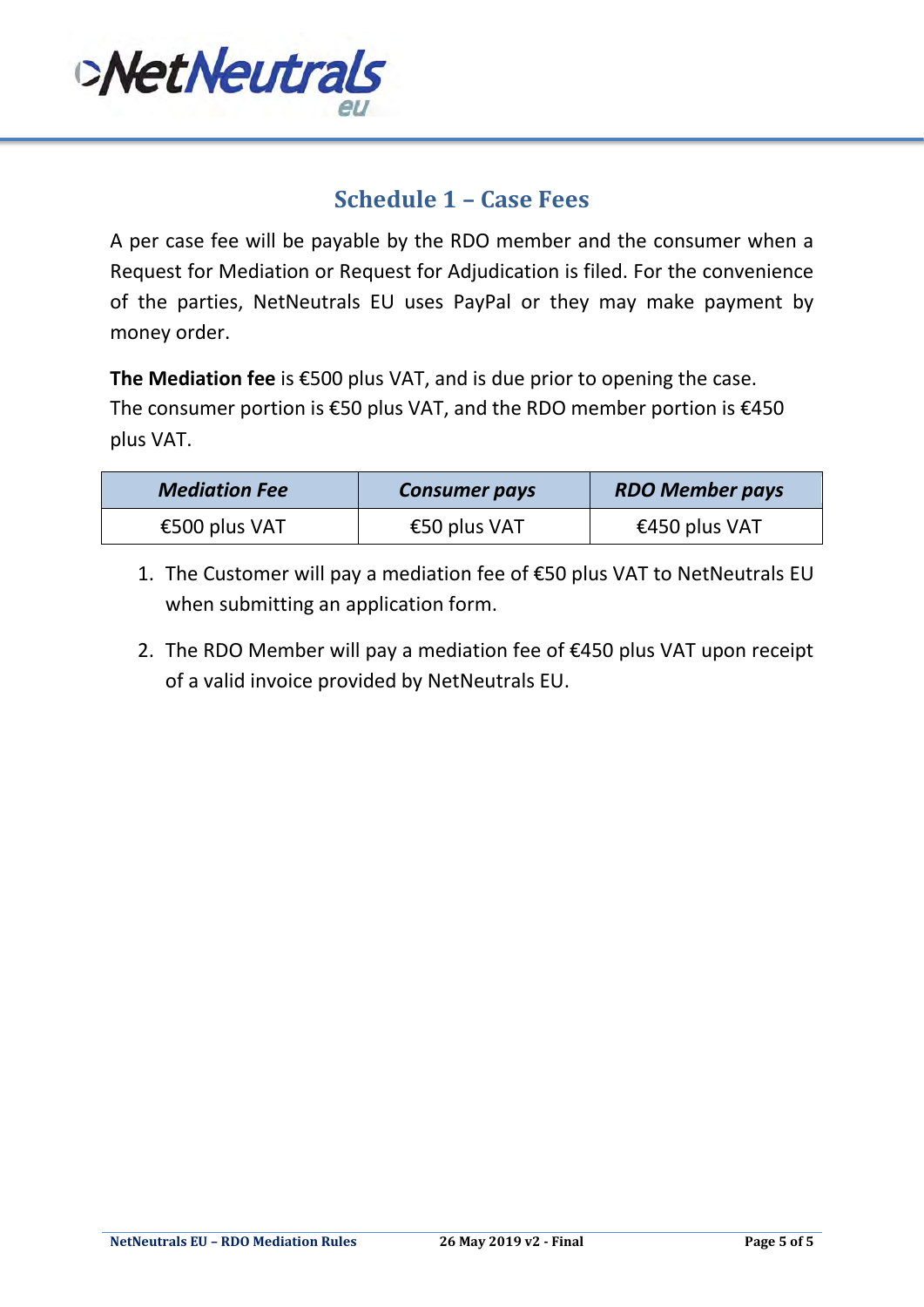## Schedule 1 – Case Fees

A per case fee will be payable by the RDO member and the consumer when a Request for Mediation or Request for Adjudication is filed. For the convenience of the parties, NetNeutrals EU uses PayPal or they may make payment by money order.

**The Mediation fee** is €500 plus VAT, and is due prior to opening the case.
The consumer portion is €50 plus VAT, and the RDO member portion is €450 plus VAT.

| *Mediation Fee* | *Consumer pays* | *RDO Member pays* |
|---|---|---|
| €500 plus VAT | €50 plus VAT | €450 plus VAT |

1. The Customer will pay a mediation fee of €50 plus VAT to NetNeutrals EU when submitting an application form.
2. The RDO Member will pay a mediation fee of €450 plus VAT upon receipt of a valid invoice provided by NetNeutrals EU.